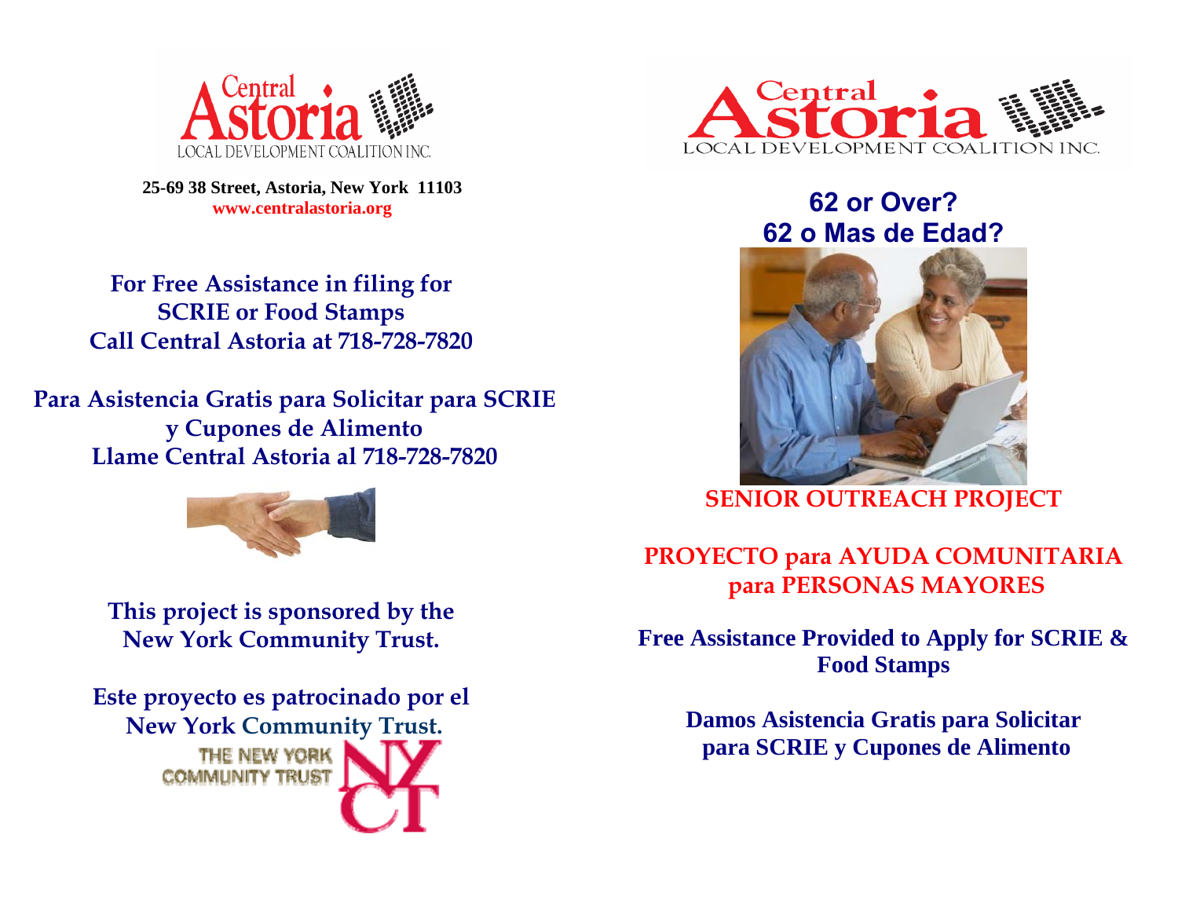Central Astoria LOCAL DEVELOPMENT COALITION INC.

**25-69 38 Street, Astoria, New York 11103**
**www.centralastoria.org**

**For Free Assistance in filing for SCRIE or Food Stamps Call Central Astoria at 718-728-7820**

**Para Asistencia Gratis para Solicitar para SCRIE y Cupones de Alimento Llame Central Astoria al 718-728-7820**

**This project is sponsored by the New York Community Trust.**

**Este proyecto es patrocinado por el New York Community Trust.**

THE NEW YORK COMMUNITY TRUST NYCT

Central Astoria LOCAL DEVELOPMENT COALITION INC.

# 62 or Over?
# 62 o Mas de Edad?

## SENIOR OUTREACH PROJECT

## PROYECTO para AYUDA COMUNITARIA para PERSONAS MAYORES

**Free Assistance Provided to Apply for SCRIE & Food Stamps**

**Damos Asistencia Gratis para Solicitar para SCRIE y Cupones de Alimento**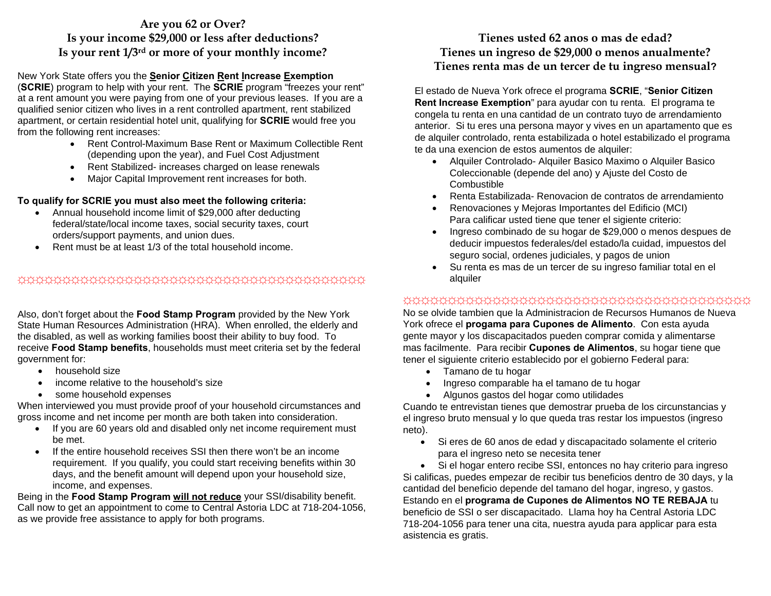## Are you 62 or Over?
## Is your income $29,000 or less after deductions?
## Is your rent 1/3rd or more of your monthly income?

New York State offers you the **Senior Citizen Rent Increase Exemption** (**SCRIE**) program to help with your rent. The **SCRIE** program "freezes your rent" at a rent amount you were paying from one of your previous leases. If you are a qualified senior citizen who lives in a rent controlled apartment, rent stabilized apartment, or certain residential hotel unit, qualifying for **SCRIE** would free you from the following rent increases:

- Rent Control-Maximum Base Rent or Maximum Collectible Rent (depending upon the year), and Fuel Cost Adjustment
- Rent Stabilized- increases charged on lease renewals
- Major Capital Improvement rent increases for both.

**To qualify for SCRIE you must also meet the following criteria:**

- Annual household income limit of $29,000 after deducting federal/state/local income taxes, social security taxes, court orders/support payments, and union dues.
- Rent must be at least 1/3 of the total household income.

---

Also, don't forget about the **Food Stamp Program** provided by the New York State Human Resources Administration (HRA). When enrolled, the elderly and the disabled, as well as working families boost their ability to buy food. To receive **Food Stamp benefits**, households must meet criteria set by the federal government for:

- household size
- income relative to the household's size
- some household expenses

When interviewed you must provide proof of your household circumstances and gross income and net income per month are both taken into consideration.

- If you are 60 years old and disabled only net income requirement must be met.
- If the entire household receives SSI then there won't be an income requirement. If you qualify, you could start receiving benefits within 30 days, and the benefit amount will depend upon your household size, income, and expenses.

Being in the **Food Stamp Program** **will not reduce** your SSI/disability benefit. Call now to get an appointment to come to Central Astoria LDC at 718-204-1056, as we provide free assistance to apply for both programs.

## Tienes usted 62 anos o mas de edad?
## Tienes un ingreso de $29,000 o menos anualmente?
## Tienes renta mas de un tercer de tu ingreso mensual?

El estado de Nueva York ofrece el programa **SCRIE**, "**Senior Citizen Rent Increase Exemption**" para ayudar con tu renta. El programa te congela tu renta en una cantidad de un contrato tuyo de arrendamiento anterior. Si tu eres una persona mayor y vives en un apartamento que es de alquiler controlado, renta estabilizada o hotel estabilizado el programa te da una exencion de estos aumentos de alquiler:

- Alquiler Controlado- Alquiler Basico Maximo o Alquiler Basico Coleccionable (depende del ano) y Ajuste del Costo de Combustible
- Renta Estabilizada- Renovacion de contratos de arrendamiento
- Renovaciones y Mejoras Importantes del Edificio (MCI)
  Para calificar usted tiene que tener el sigiente criterio:
- Ingreso combinado de su hogar de $29,000 o menos despues de deducir impuestos federales/del estado/la cuidad, impuestos del seguro social, ordenes judiciales, y pagos de union
- Su renta es mas de un tercer de su ingreso familiar total en el alquiler

---

No se olvide tambien que la Administracion de Recursos Humanos de Nueva York ofrece el **progama para Cupones de Alimento**. Con esta ayuda gente mayor y los discapacitados pueden comprar comida y alimentarse mas facilmente. Para recibir **Cupones de Alimentos**, su hogar tiene que tener el siguiente criterio establecido por el gobierno Federal para:

- Tamano de tu hogar
- Ingreso comparable ha el tamano de tu hogar
- Algunos gastos del hogar como utilidades

Cuando te entrevistan tienes que demostrar prueba de los circunstancias y el ingreso bruto mensual y lo que queda tras restar los impuestos (ingreso neto).

- Si eres de 60 anos de edad y discapacitado solamente el criterio para el ingreso neto se necesita tener
- Si el hogar entero recibe SSI, entonces no hay criterio para ingreso

Si calificas, puedes empezar de recibir tus beneficios dentro de 30 days, y la cantidad del beneficio depende del tamano del hogar, ingreso, y gastos. Estando en el **programa de Cupones de Alimentos NO TE REBAJA** tu beneficio de SSI o ser discapacitado. Llama hoy ha Central Astoria LDC 718-204-1056 para tener una cita, nuestra ayuda para applicar para esta asistencia es gratis.